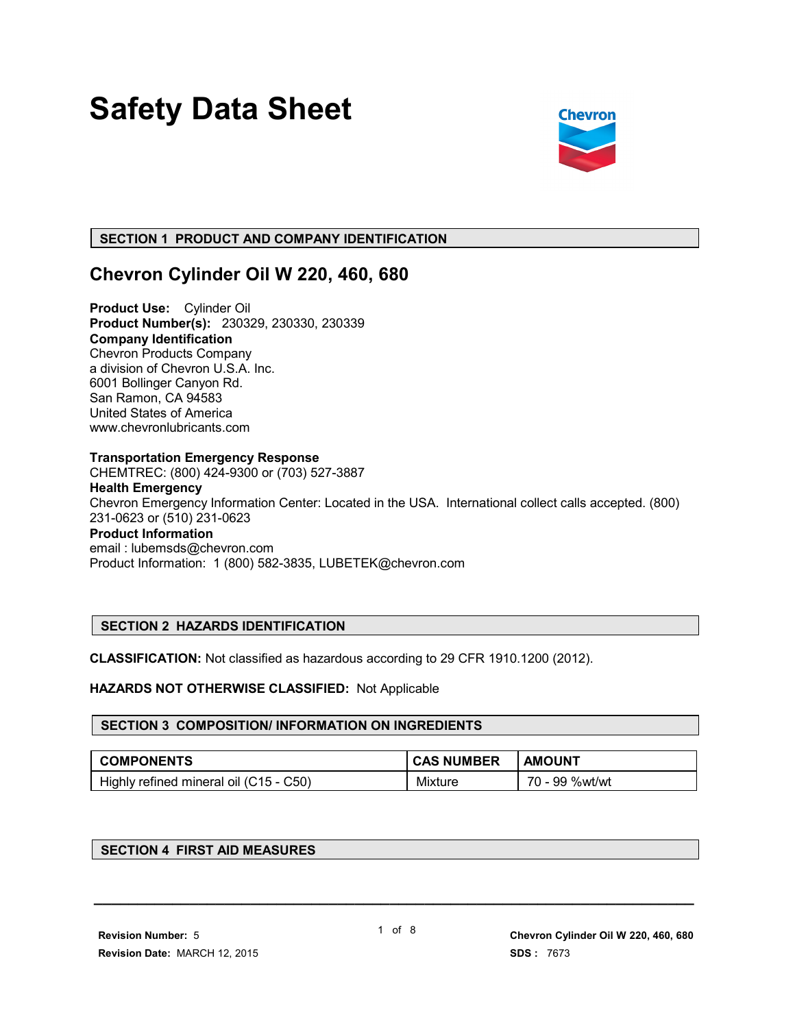# Safety Data Sheet

## SECTION 1 PRODUCT AND COMPANY IDENTIFICATION

## Chevron Cylinder Oil W 220, 460, 680

**Product Use:** Cylinder Oil
**Product Number(s):** 230329, 230330, 230339
**Company Identification**
Chevron Products Company
a division of Chevron U.S.A. Inc.
6001 Bollinger Canyon Rd.
San Ramon, CA 94583
United States of America
www.chevronlubricants.com

**Transportation Emergency Response**
CHEMTREC: (800) 424-9300 or (703) 527-3887
**Health Emergency**
Chevron Emergency Information Center: Located in the USA. International collect calls accepted. (800) 231-0623 or (510) 231-0623
**Product Information**
email : lubemsds@chevron.com
Product Information: 1 (800) 582-3835, LUBETEK@chevron.com

## SECTION 2 HAZARDS IDENTIFICATION

**CLASSIFICATION:** Not classified as hazardous according to 29 CFR 1910.1200 (2012).

**HAZARDS NOT OTHERWISE CLASSIFIED:** Not Applicable

## SECTION 3 COMPOSITION/ INFORMATION ON INGREDIENTS

| COMPONENTS | CAS NUMBER | AMOUNT |
| --- | --- | --- |
| Highly refined mineral oil (C15 - C50) | Mixture | 70 - 99 %wt/wt |

## SECTION 4 FIRST AID MEASURES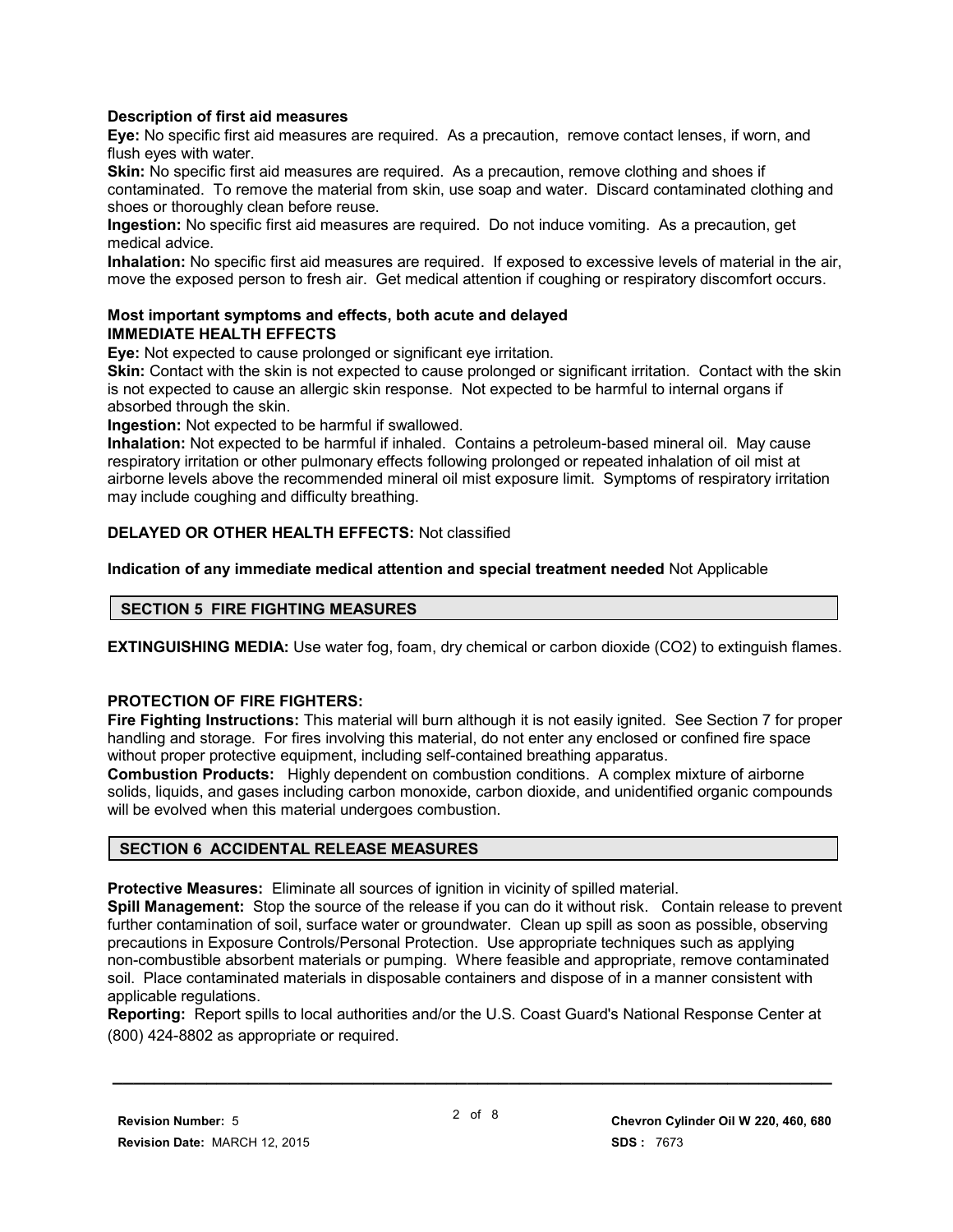### Description of first aid measures

**Eye:** No specific first aid measures are required. As a precaution, remove contact lenses, if worn, and flush eyes with water.

**Skin:** No specific first aid measures are required. As a precaution, remove clothing and shoes if contaminated. To remove the material from skin, use soap and water. Discard contaminated clothing and shoes or thoroughly clean before reuse.

**Ingestion:** No specific first aid measures are required. Do not induce vomiting. As a precaution, get medical advice.

**Inhalation:** No specific first aid measures are required. If exposed to excessive levels of material in the air, move the exposed person to fresh air. Get medical attention if coughing or respiratory discomfort occurs.

### Most important symptoms and effects, both acute and delayed

**IMMEDIATE HEALTH EFFECTS**

**Eye:** Not expected to cause prolonged or significant eye irritation.

**Skin:** Contact with the skin is not expected to cause prolonged or significant irritation. Contact with the skin is not expected to cause an allergic skin response. Not expected to be harmful to internal organs if absorbed through the skin.

**Ingestion:** Not expected to be harmful if swallowed.

**Inhalation:** Not expected to be harmful if inhaled. Contains a petroleum-based mineral oil. May cause respiratory irritation or other pulmonary effects following prolonged or repeated inhalation of oil mist at airborne levels above the recommended mineral oil mist exposure limit. Symptoms of respiratory irritation may include coughing and difficulty breathing.

**DELAYED OR OTHER HEALTH EFFECTS:** Not classified

**Indication of any immediate medical attention and special treatment needed** Not Applicable

## SECTION 5 FIRE FIGHTING MEASURES

**EXTINGUISHING MEDIA:** Use water fog, foam, dry chemical or carbon dioxide ($CO_2$) to extinguish flames.

**PROTECTION OF FIRE FIGHTERS:**

**Fire Fighting Instructions:** This material will burn although it is not easily ignited. See Section 7 for proper handling and storage. For fires involving this material, do not enter any enclosed or confined fire space without proper protective equipment, including self-contained breathing apparatus.

**Combustion Products:** Highly dependent on combustion conditions. A complex mixture of airborne solids, liquids, and gases including carbon monoxide, carbon dioxide, and unidentified organic compounds will be evolved when this material undergoes combustion.

## SECTION 6 ACCIDENTAL RELEASE MEASURES

**Protective Measures:** Eliminate all sources of ignition in vicinity of spilled material.

**Spill Management:** Stop the source of the release if you can do it without risk. Contain release to prevent further contamination of soil, surface water or groundwater. Clean up spill as soon as possible, observing precautions in Exposure Controls/Personal Protection. Use appropriate techniques such as applying non-combustible absorbent materials or pumping. Where feasible and appropriate, remove contaminated soil. Place contaminated materials in disposable containers and dispose of in a manner consistent with applicable regulations.

**Reporting:** Report spills to local authorities and/or the U.S. Coast Guard's National Response Center at (800) 424-8802 as appropriate or required.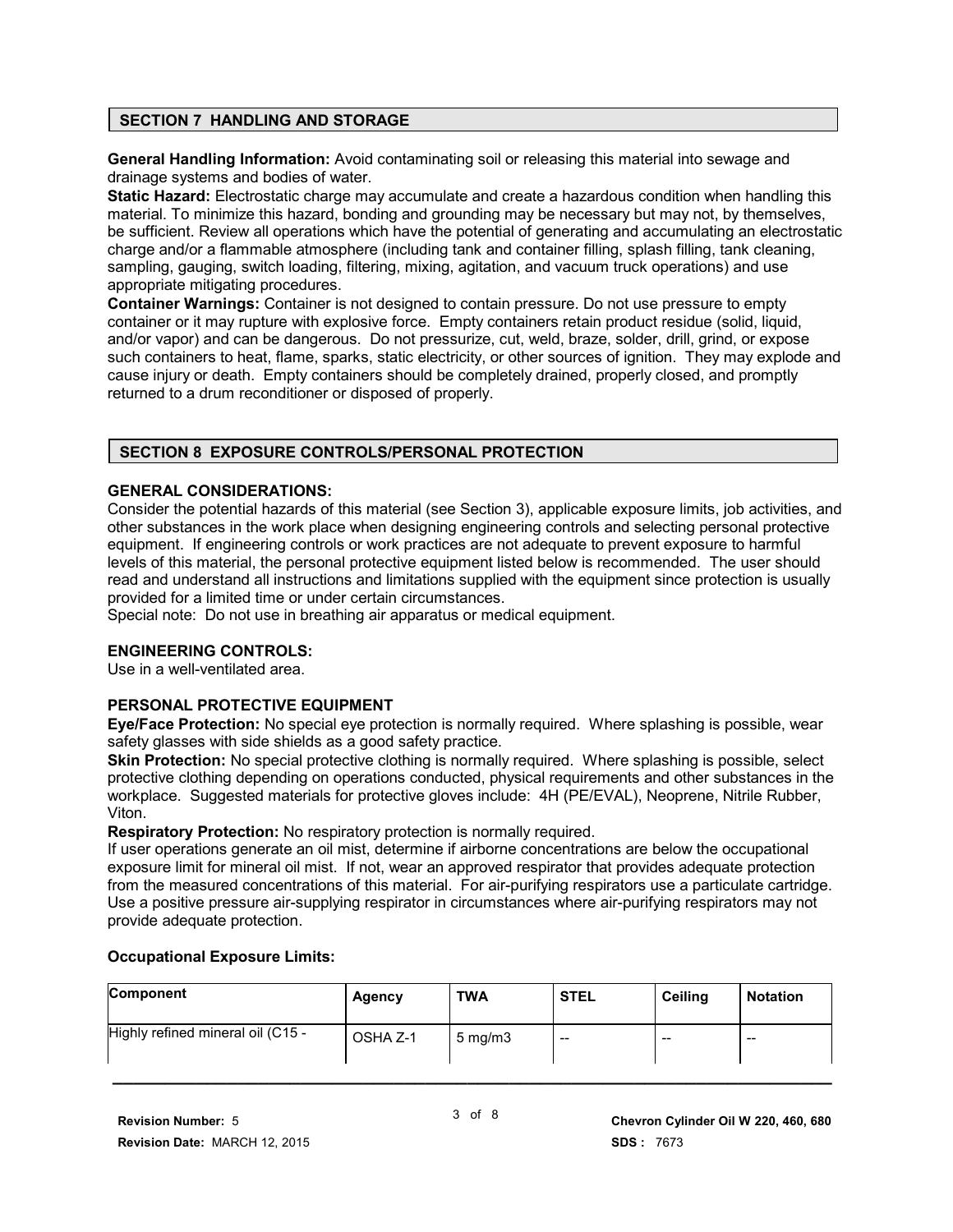## SECTION 7 HANDLING AND STORAGE

**General Handling Information:** Avoid contaminating soil or releasing this material into sewage and drainage systems and bodies of water.

**Static Hazard:** Electrostatic charge may accumulate and create a hazardous condition when handling this material. To minimize this hazard, bonding and grounding may be necessary but may not, by themselves, be sufficient. Review all operations which have the potential of generating and accumulating an electrostatic charge and/or a flammable atmosphere (including tank and container filling, splash filling, tank cleaning, sampling, gauging, switch loading, filtering, mixing, agitation, and vacuum truck operations) and use appropriate mitigating procedures.

**Container Warnings:** Container is not designed to contain pressure. Do not use pressure to empty container or it may rupture with explosive force. Empty containers retain product residue (solid, liquid, and/or vapor) and can be dangerous. Do not pressurize, cut, weld, braze, solder, drill, grind, or expose such containers to heat, flame, sparks, static electricity, or other sources of ignition. They may explode and cause injury or death. Empty containers should be completely drained, properly closed, and promptly returned to a drum reconditioner or disposed of properly.

## SECTION 8 EXPOSURE CONTROLS/PERSONAL PROTECTION

### GENERAL CONSIDERATIONS:

Consider the potential hazards of this material (see Section 3), applicable exposure limits, job activities, and other substances in the work place when designing engineering controls and selecting personal protective equipment. If engineering controls or work practices are not adequate to prevent exposure to harmful levels of this material, the personal protective equipment listed below is recommended. The user should read and understand all instructions and limitations supplied with the equipment since protection is usually provided for a limited time or under certain circumstances.

Special note: Do not use in breathing air apparatus or medical equipment.

### ENGINEERING CONTROLS:

Use in a well-ventilated area.

### PERSONAL PROTECTIVE EQUIPMENT

**Eye/Face Protection:** No special eye protection is normally required. Where splashing is possible, wear safety glasses with side shields as a good safety practice.

**Skin Protection:** No special protective clothing is normally required. Where splashing is possible, select protective clothing depending on operations conducted, physical requirements and other substances in the workplace. Suggested materials for protective gloves include: 4H (PE/EVAL), Neoprene, Nitrile Rubber, Viton.

**Respiratory Protection:** No respiratory protection is normally required.

If user operations generate an oil mist, determine if airborne concentrations are below the occupational exposure limit for mineral oil mist. If not, wear an approved respirator that provides adequate protection from the measured concentrations of this material. For air-purifying respirators use a particulate cartridge. Use a positive pressure air-supplying respirator in circumstances where air-purifying respirators may not provide adequate protection.

### Occupational Exposure Limits:

| Component | Agency | TWA | STEL | Ceiling | Notation |
|---|---|---|---|---|---|
| Highly refined mineral oil (C15 - | OSHA Z-1 | 5 mg/m3 | -- | -- | -- |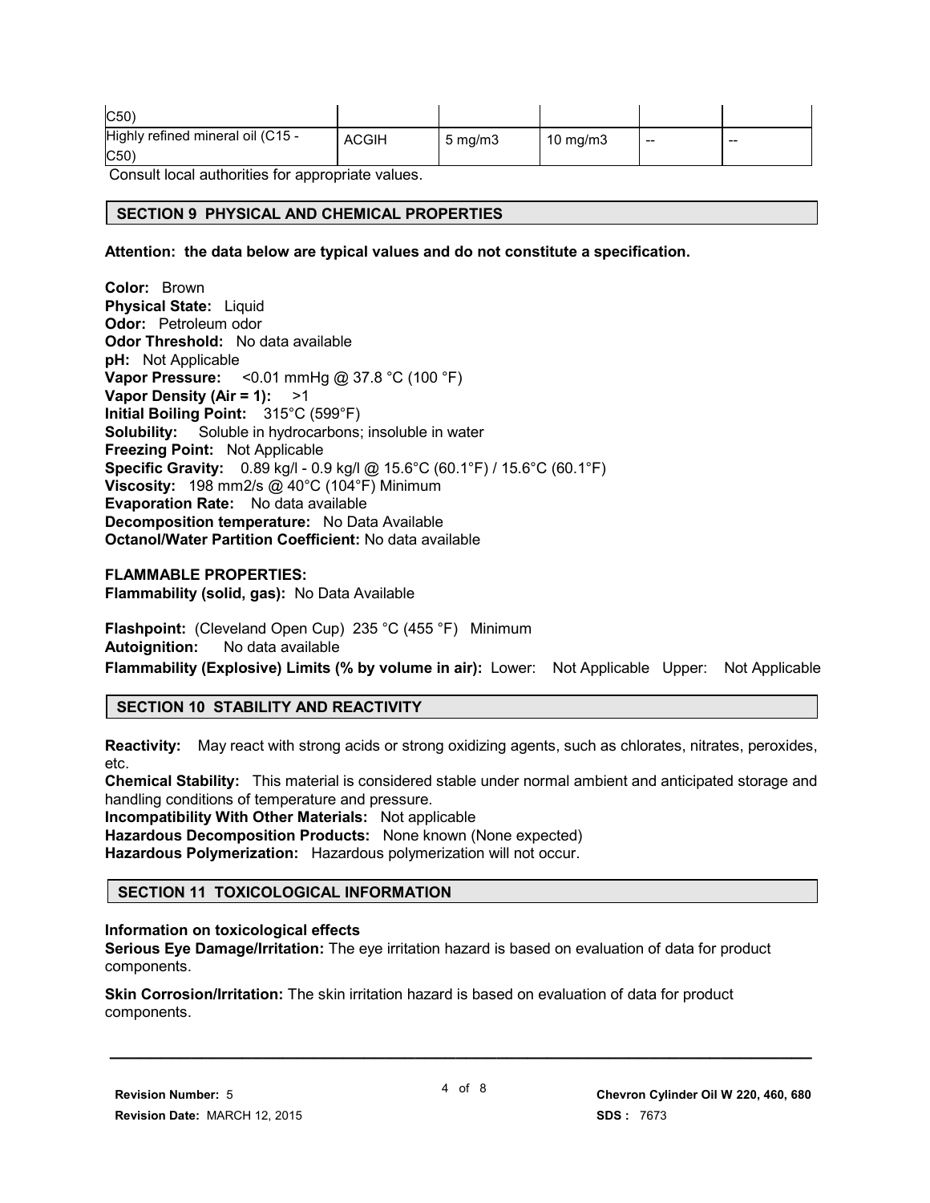| C50) | | | | | |
|---|---|---|---|---|---|
| Highly refined mineral oil (C15 - C50) | ACGIH | 5 mg/m3 | 10 mg/m3 | -- | -- |

Consult local authorities for appropriate values.

## SECTION 9 PHYSICAL AND CHEMICAL PROPERTIES

**Attention: the data below are typical values and do not constitute a specification.**

**Color:** Brown
**Physical State:** Liquid
**Odor:** Petroleum odor
**Odor Threshold:** No data available
**pH:** Not Applicable
**Vapor Pressure:** <0.01 mmHg @ 37.8 °C (100 °F)
**Vapor Density (Air = 1):** >1
**Initial Boiling Point:** 315°C (599°F)
**Solubility:** Soluble in hydrocarbons; insoluble in water
**Freezing Point:** Not Applicable
**Specific Gravity:** 0.89 kg/l - 0.9 kg/l @ 15.6°C (60.1°F) / 15.6°C (60.1°F)
**Viscosity:** 198 mm2/s @ 40°C (104°F) Minimum
**Evaporation Rate:** No data available
**Decomposition temperature:** No Data Available
**Octanol/Water Partition Coefficient:** No data available

**FLAMMABLE PROPERTIES:**
**Flammability (solid, gas):** No Data Available

**Flashpoint:** (Cleveland Open Cup) 235 °C (455 °F) Minimum
**Autoignition:** No data available
**Flammability (Explosive) Limits (% by volume in air):** Lower: Not Applicable Upper: Not Applicable

## SECTION 10 STABILITY AND REACTIVITY

**Reactivity:** May react with strong acids or strong oxidizing agents, such as chlorates, nitrates, peroxides, etc.
**Chemical Stability:** This material is considered stable under normal ambient and anticipated storage and handling conditions of temperature and pressure.
**Incompatibility With Other Materials:** Not applicable
**Hazardous Decomposition Products:** None known (None expected)
**Hazardous Polymerization:** Hazardous polymerization will not occur.

## SECTION 11 TOXICOLOGICAL INFORMATION

**Information on toxicological effects**
**Serious Eye Damage/Irritation:** The eye irritation hazard is based on evaluation of data for product components.

**Skin Corrosion/Irritation:** The skin irritation hazard is based on evaluation of data for product components.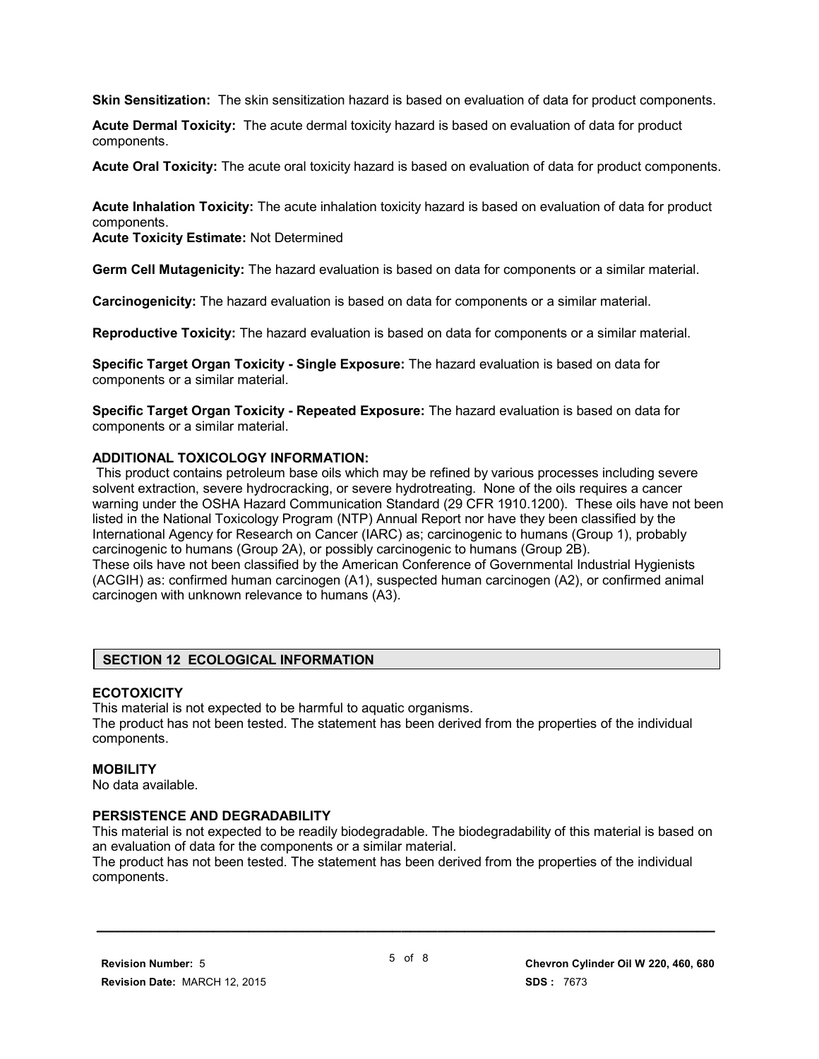**Skin Sensitization:** The skin sensitization hazard is based on evaluation of data for product components.

**Acute Dermal Toxicity:** The acute dermal toxicity hazard is based on evaluation of data for product components.

**Acute Oral Toxicity:** The acute oral toxicity hazard is based on evaluation of data for product components.

**Acute Inhalation Toxicity:** The acute inhalation toxicity hazard is based on evaluation of data for product components.
**Acute Toxicity Estimate:** Not Determined

**Germ Cell Mutagenicity:** The hazard evaluation is based on data for components or a similar material.

**Carcinogenicity:** The hazard evaluation is based on data for components or a similar material.

**Reproductive Toxicity:** The hazard evaluation is based on data for components or a similar material.

**Specific Target Organ Toxicity - Single Exposure:** The hazard evaluation is based on data for components or a similar material.

**Specific Target Organ Toxicity - Repeated Exposure:** The hazard evaluation is based on data for components or a similar material.

**ADDITIONAL TOXICOLOGY INFORMATION:**
This product contains petroleum base oils which may be refined by various processes including severe solvent extraction, severe hydrocracking, or severe hydrotreating. None of the oils requires a cancer warning under the OSHA Hazard Communication Standard (29 CFR 1910.1200). These oils have not been listed in the National Toxicology Program (NTP) Annual Report nor have they been classified by the International Agency for Research on Cancer (IARC) as; carcinogenic to humans (Group 1), probably carcinogenic to humans (Group 2A), or possibly carcinogenic to humans (Group 2B).
These oils have not been classified by the American Conference of Governmental Industrial Hygienists (ACGIH) as: confirmed human carcinogen (A1), suspected human carcinogen (A2), or confirmed animal carcinogen with unknown relevance to humans (A3).

## SECTION 12 ECOLOGICAL INFORMATION

**ECOTOXICITY**
This material is not expected to be harmful to aquatic organisms.
The product has not been tested. The statement has been derived from the properties of the individual components.

**MOBILITY**
No data available.

**PERSISTENCE AND DEGRADABILITY**
This material is not expected to be readily biodegradable. The biodegradability of this material is based on an evaluation of data for the components or a similar material.
The product has not been tested. The statement has been derived from the properties of the individual components.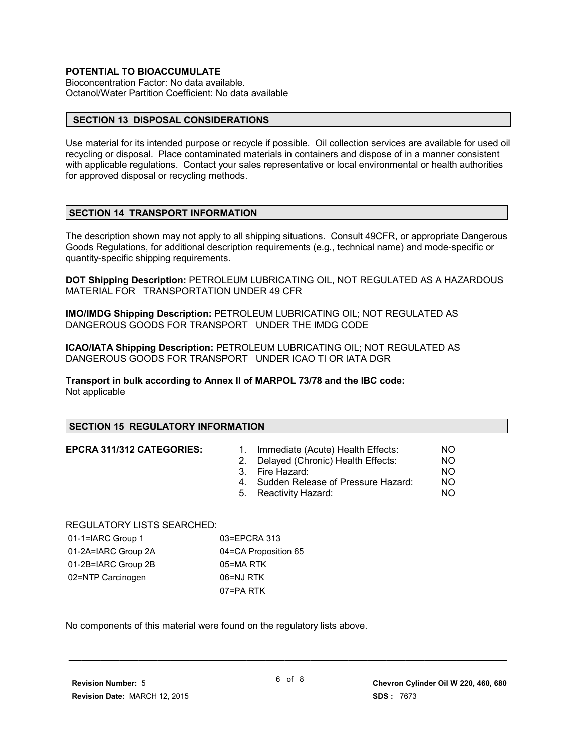**POTENTIAL TO BIOACCUMULATE**
Bioconcentration Factor: No data available.
Octanol/Water Partition Coefficient: No data available

## SECTION 13 DISPOSAL CONSIDERATIONS

Use material for its intended purpose or recycle if possible. Oil collection services are available for used oil recycling or disposal. Place contaminated materials in containers and dispose of in a manner consistent with applicable regulations. Contact your sales representative or local environmental or health authorities for approved disposal or recycling methods.

## SECTION 14 TRANSPORT INFORMATION

The description shown may not apply to all shipping situations. Consult 49CFR, or appropriate Dangerous Goods Regulations, for additional description requirements (e.g., technical name) and mode-specific or quantity-specific shipping requirements.

**DOT Shipping Description:** PETROLEUM LUBRICATING OIL, NOT REGULATED AS A HAZARDOUS MATERIAL FOR TRANSPORTATION UNDER 49 CFR

**IMO/IMDG Shipping Description:** PETROLEUM LUBRICATING OIL; NOT REGULATED AS DANGEROUS GOODS FOR TRANSPORT UNDER THE IMDG CODE

**ICAO/IATA Shipping Description:** PETROLEUM LUBRICATING OIL; NOT REGULATED AS DANGEROUS GOODS FOR TRANSPORT UNDER ICAO TI OR IATA DGR

**Transport in bulk according to Annex II of MARPOL 73/78 and the IBC code:**
Not applicable

## SECTION 15 REGULATORY INFORMATION

**EPCRA 311/312 CATEGORIES:**

| | | |
|---|---|---|
| 1. | Immediate (Acute) Health Effects: | NO |
| 2. | Delayed (Chronic) Health Effects: | NO |
| 3. | Fire Hazard: | NO |
| 4. | Sudden Release of Pressure Hazard: | NO |
| 5. | Reactivity Hazard: | NO |

REGULATORY LISTS SEARCHED:

| | |
|---|---|
| 01-1=IARC Group 1 | 03=EPCRA 313 |
| 01-2A=IARC Group 2A | 04=CA Proposition 65 |
| 01-2B=IARC Group 2B | 05=MA RTK |
| 02=NTP Carcinogen | 06=NJ RTK |
| | 07=PA RTK |

No components of this material were found on the regulatory lists above.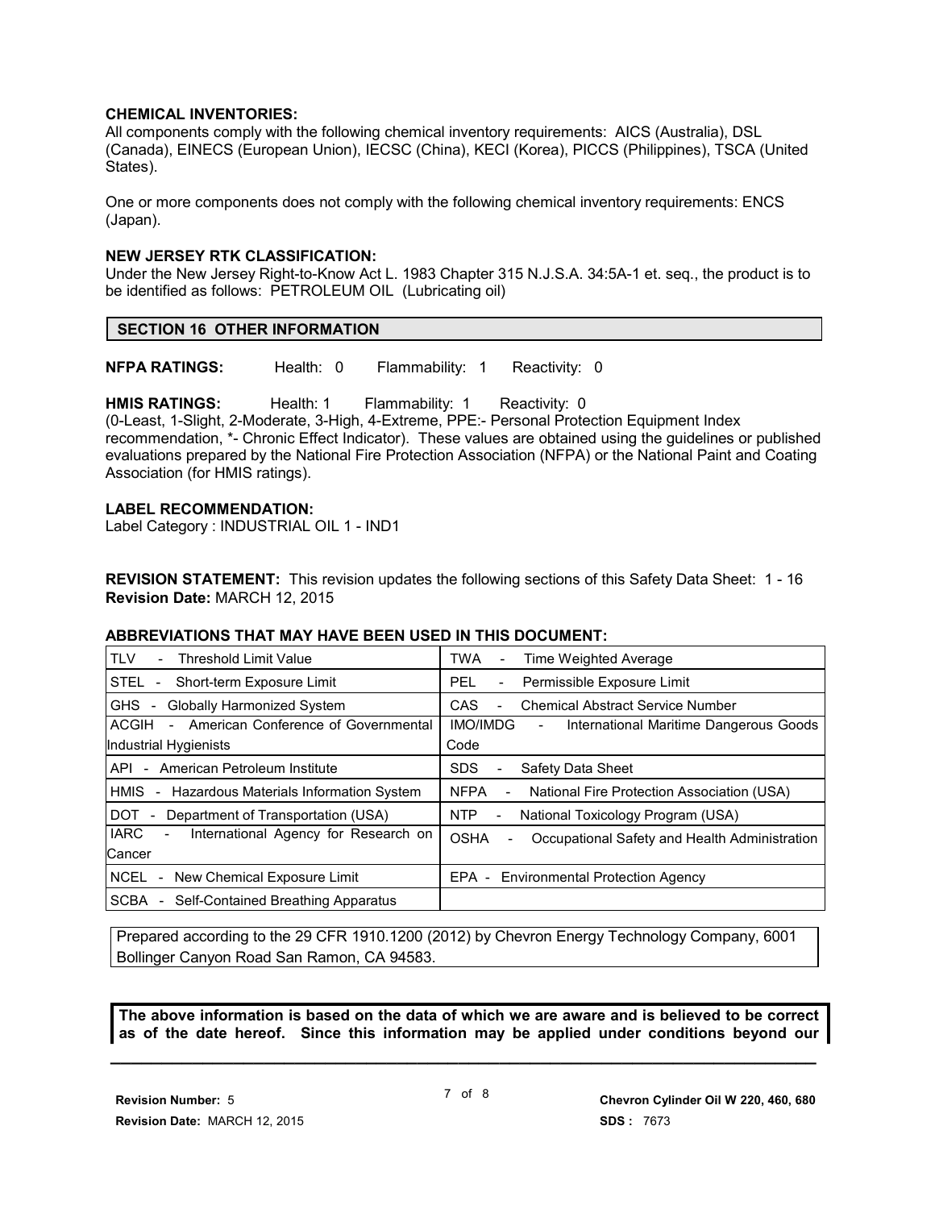**CHEMICAL INVENTORIES:**
All components comply with the following chemical inventory requirements: AICS (Australia), DSL (Canada), EINECS (European Union), IECSC (China), KECI (Korea), PICCS (Philippines), TSCA (United States).

One or more components does not comply with the following chemical inventory requirements: ENCS (Japan).

**NEW JERSEY RTK CLASSIFICATION:**
Under the New Jersey Right-to-Know Act L. 1983 Chapter 315 N.J.S.A. 34:5A-1 et. seq., the product is to be identified as follows: PETROLEUM OIL (Lubricating oil)

## SECTION 16 OTHER INFORMATION

**NFPA RATINGS:** Health: 0 Flammability: 1 Reactivity: 0

**HMIS RATINGS:** Health: 1 Flammability: 1 Reactivity: 0
(0-Least, 1-Slight, 2-Moderate, 3-High, 4-Extreme, PPE:- Personal Protection Equipment Index recommendation, *- Chronic Effect Indicator). These values are obtained using the guidelines or published evaluations prepared by the National Fire Protection Association (NFPA) or the National Paint and Coating Association (for HMIS ratings).

**LABEL RECOMMENDATION:**
Label Category : INDUSTRIAL OIL 1 - IND1

**REVISION STATEMENT:** This revision updates the following sections of this Safety Data Sheet: 1 - 16
**Revision Date:** MARCH 12, 2015

**ABBREVIATIONS THAT MAY HAVE BEEN USED IN THIS DOCUMENT:**

| | |
|---|---|
| TLV - Threshold Limit Value | TWA - Time Weighted Average |
| STEL - Short-term Exposure Limit | PEL - Permissible Exposure Limit |
| GHS - Globally Harmonized System | CAS - Chemical Abstract Service Number |
| ACGIH - American Conference of Governmental Industrial Hygienists | IMO/IMDG - International Maritime Dangerous Goods Code |
| API - American Petroleum Institute | SDS - Safety Data Sheet |
| HMIS - Hazardous Materials Information System | NFPA - National Fire Protection Association (USA) |
| DOT - Department of Transportation (USA) | NTP - National Toxicology Program (USA) |
| IARC - International Agency for Research on Cancer | OSHA - Occupational Safety and Health Administration |
| NCEL - New Chemical Exposure Limit | EPA - Environmental Protection Agency |
| SCBA - Self-Contained Breathing Apparatus | |

Prepared according to the 29 CFR 1910.1200 (2012) by Chevron Energy Technology Company, 6001 Bollinger Canyon Road San Ramon, CA 94583.

**The above information is based on the data of which we are aware and is believed to be correct as of the date hereof. Since this information may be applied under conditions beyond our**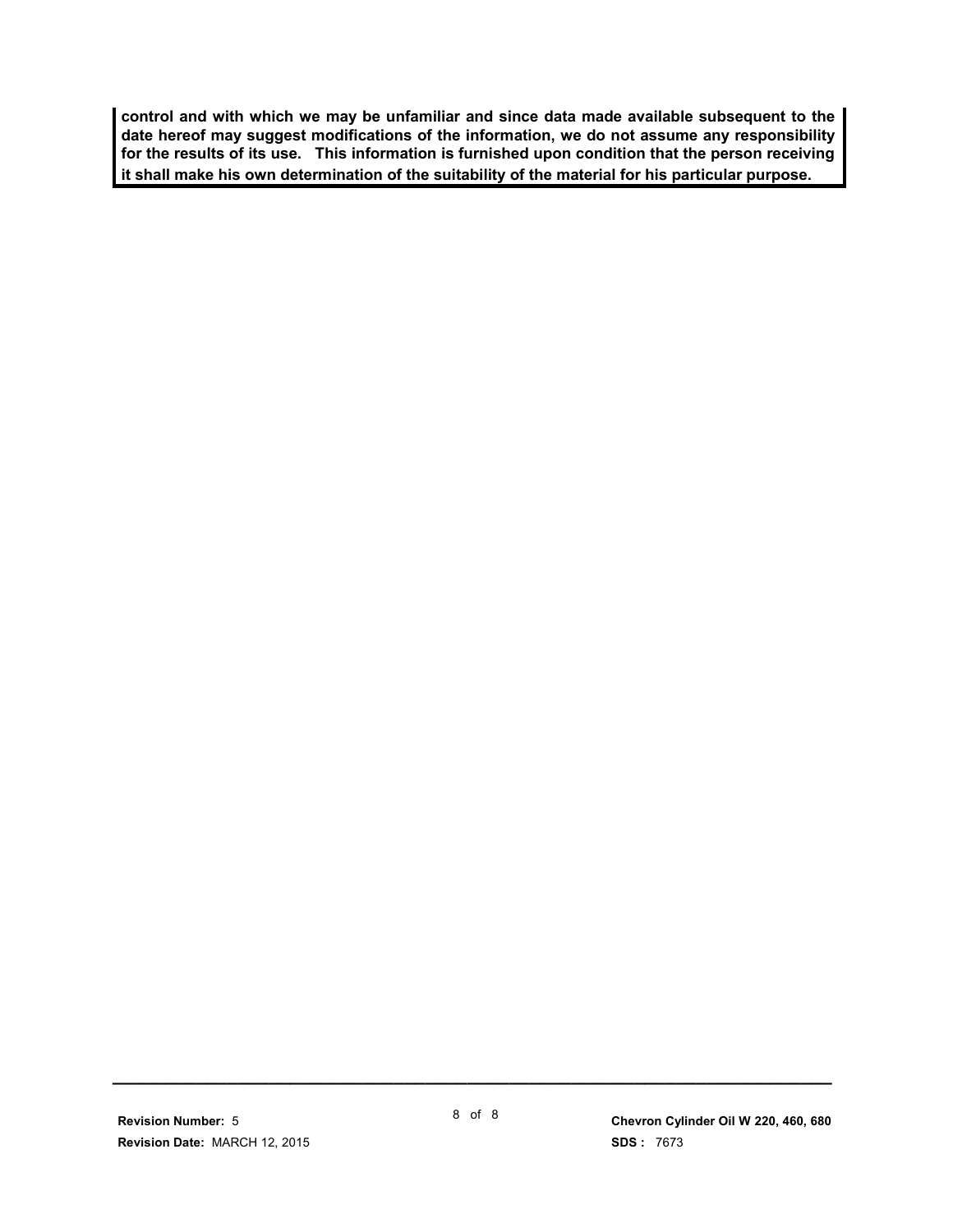**control and with which we may be unfamiliar and since data made available subsequent to the date hereof may suggest modifications of the information, we do not assume any responsibility for the results of its use. This information is furnished upon condition that the person receiving it shall make his own determination of the suitability of the material for his particular purpose.**